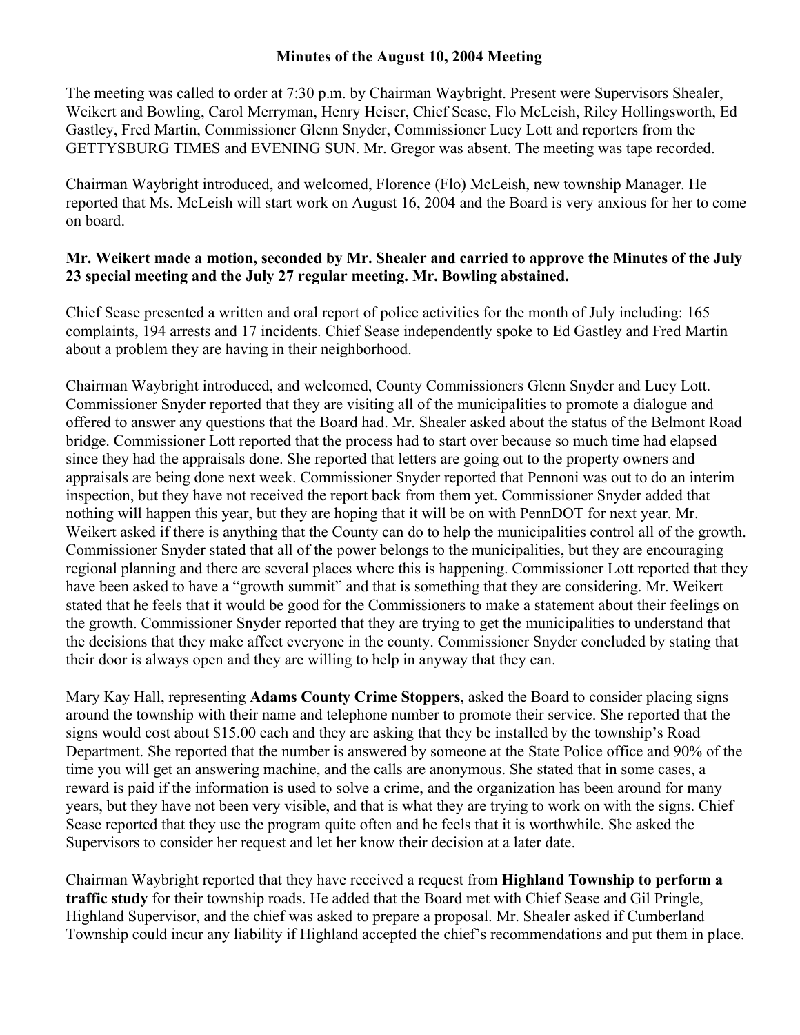# Minutes of the August 10, 2004 Meeting

The meeting was called to order at 7:30 p.m. by Chairman Waybright. Present were Supervisors Shealer, Weikert and Bowling, Carol Merryman, Henry Heiser, Chief Sease, Flo McLeish, Riley Hollingsworth, Ed Gastley, Fred Martin, Commissioner Glenn Snyder, Commissioner Lucy Lott and reporters from the GETTYSBURG TIMES and EVENING SUN. Mr. Gregor was absent. The meeting was tape recorded.

Chairman Waybright introduced, and welcomed, Florence (Flo) McLeish, new township Manager. He reported that Ms. McLeish will start work on August 16, 2004 and the Board is very anxious for her to come on board.

**Mr. Weikert made a motion, seconded by Mr. Shealer and carried to approve the Minutes of the July 23 special meeting and the July 27 regular meeting. Mr. Bowling abstained.**

Chief Sease presented a written and oral report of police activities for the month of July including: 165 complaints, 194 arrests and 17 incidents. Chief Sease independently spoke to Ed Gastley and Fred Martin about a problem they are having in their neighborhood.

Chairman Waybright introduced, and welcomed, County Commissioners Glenn Snyder and Lucy Lott. Commissioner Snyder reported that they are visiting all of the municipalities to promote a dialogue and offered to answer any questions that the Board had. Mr. Shealer asked about the status of the Belmont Road bridge. Commissioner Lott reported that the process had to start over because so much time had elapsed since they had the appraisals done. She reported that letters are going out to the property owners and appraisals are being done next week. Commissioner Snyder reported that Pennoni was out to do an interim inspection, but they have not received the report back from them yet. Commissioner Snyder added that nothing will happen this year, but they are hoping that it will be on with PennDOT for next year. Mr. Weikert asked if there is anything that the County can do to help the municipalities control all of the growth. Commissioner Snyder stated that all of the power belongs to the municipalities, but they are encouraging regional planning and there are several places where this is happening. Commissioner Lott reported that they have been asked to have a "growth summit" and that is something that they are considering. Mr. Weikert stated that he feels that it would be good for the Commissioners to make a statement about their feelings on the growth. Commissioner Snyder reported that they are trying to get the municipalities to understand that the decisions that they make affect everyone in the county. Commissioner Snyder concluded by stating that their door is always open and they are willing to help in anyway that they can.

Mary Kay Hall, representing **Adams County Crime Stoppers**, asked the Board to consider placing signs around the township with their name and telephone number to promote their service. She reported that the signs would cost about $15.00 each and they are asking that they be installed by the township's Road Department. She reported that the number is answered by someone at the State Police office and 90% of the time you will get an answering machine, and the calls are anonymous. She stated that in some cases, a reward is paid if the information is used to solve a crime, and the organization has been around for many years, but they have not been very visible, and that is what they are trying to work on with the signs. Chief Sease reported that they use the program quite often and he feels that it is worthwhile. She asked the Supervisors to consider her request and let her know their decision at a later date.

Chairman Waybright reported that they have received a request from **Highland Township to perform a traffic study** for their township roads. He added that the Board met with Chief Sease and Gil Pringle, Highland Supervisor, and the chief was asked to prepare a proposal. Mr. Shealer asked if Cumberland Township could incur any liability if Highland accepted the chief's recommendations and put them in place.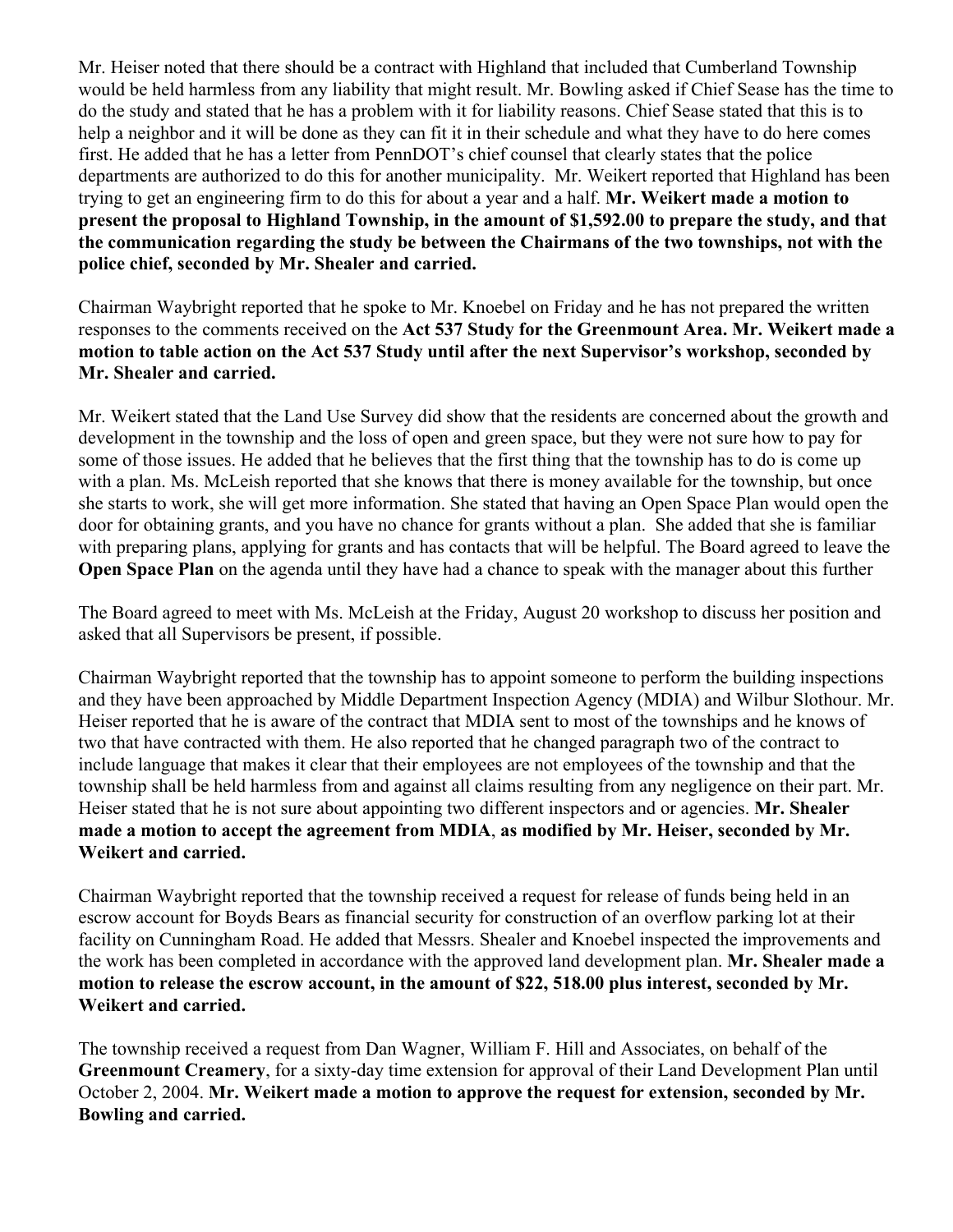Mr. Heiser noted that there should be a contract with Highland that included that Cumberland Township would be held harmless from any liability that might result. Mr. Bowling asked if Chief Sease has the time to do the study and stated that he has a problem with it for liability reasons. Chief Sease stated that this is to help a neighbor and it will be done as they can fit it in their schedule and what they have to do here comes first. He added that he has a letter from PennDOT's chief counsel that clearly states that the police departments are authorized to do this for another municipality. Mr. Weikert reported that Highland has been trying to get an engineering firm to do this for about a year and a half. **Mr. Weikert made a motion to present the proposal to Highland Township, in the amount of $1,592.00 to prepare the study, and that the communication regarding the study be between the Chairmans of the two townships, not with the police chief, seconded by Mr. Shealer and carried.**

Chairman Waybright reported that he spoke to Mr. Knoebel on Friday and he has not prepared the written responses to the comments received on the **Act 537 Study for the Greenmount Area. Mr. Weikert made a motion to table action on the Act 537 Study until after the next Supervisor's workshop, seconded by Mr. Shealer and carried.**

Mr. Weikert stated that the Land Use Survey did show that the residents are concerned about the growth and development in the township and the loss of open and green space, but they were not sure how to pay for some of those issues. He added that he believes that the first thing that the township has to do is come up with a plan. Ms. McLeish reported that she knows that there is money available for the township, but once she starts to work, she will get more information. She stated that having an Open Space Plan would open the door for obtaining grants, and you have no chance for grants without a plan. She added that she is familiar with preparing plans, applying for grants and has contacts that will be helpful. The Board agreed to leave the **Open Space Plan** on the agenda until they have had a chance to speak with the manager about this further

The Board agreed to meet with Ms. McLeish at the Friday, August 20 workshop to discuss her position and asked that all Supervisors be present, if possible.

Chairman Waybright reported that the township has to appoint someone to perform the building inspections and they have been approached by Middle Department Inspection Agency (MDIA) and Wilbur Slothour. Mr. Heiser reported that he is aware of the contract that MDIA sent to most of the townships and he knows of two that have contracted with them. He also reported that he changed paragraph two of the contract to include language that makes it clear that their employees are not employees of the township and that the township shall be held harmless from and against all claims resulting from any negligence on their part. Mr. Heiser stated that he is not sure about appointing two different inspectors and or agencies. **Mr. Shealer made a motion to accept the agreement from MDIA, as modified by Mr. Heiser, seconded by Mr. Weikert and carried.**

Chairman Waybright reported that the township received a request for release of funds being held in an escrow account for Boyds Bears as financial security for construction of an overflow parking lot at their facility on Cunningham Road. He added that Messrs. Shealer and Knoebel inspected the improvements and the work has been completed in accordance with the approved land development plan. **Mr. Shealer made a motion to release the escrow account, in the amount of $22, 518.00 plus interest, seconded by Mr. Weikert and carried.**

The township received a request from Dan Wagner, William F. Hill and Associates, on behalf of the **Greenmount Creamery**, for a sixty-day time extension for approval of their Land Development Plan until October 2, 2004. **Mr. Weikert made a motion to approve the request for extension, seconded by Mr. Bowling and carried.**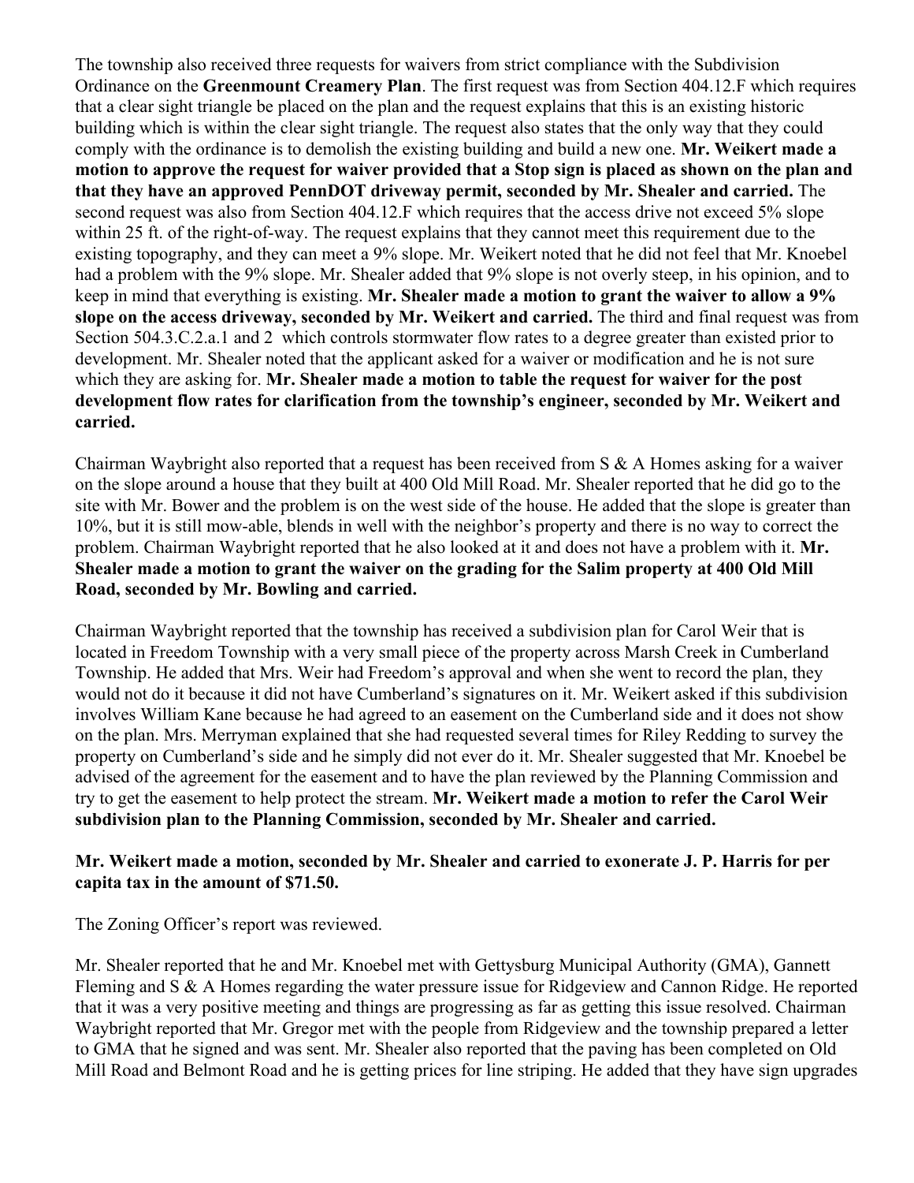The township also received three requests for waivers from strict compliance with the Subdivision Ordinance on the **Greenmount Creamery Plan**. The first request was from Section 404.12.F which requires that a clear sight triangle be placed on the plan and the request explains that this is an existing historic building which is within the clear sight triangle. The request also states that the only way that they could comply with the ordinance is to demolish the existing building and build a new one. **Mr. Weikert made a motion to approve the request for waiver provided that a Stop sign is placed as shown on the plan and that they have an approved PennDOT driveway permit, seconded by Mr. Shealer and carried.** The second request was also from Section 404.12.F which requires that the access drive not exceed 5% slope within 25 ft. of the right-of-way. The request explains that they cannot meet this requirement due to the existing topography, and they can meet a 9% slope. Mr. Weikert noted that he did not feel that Mr. Knoebel had a problem with the 9% slope. Mr. Shealer added that 9% slope is not overly steep, in his opinion, and to keep in mind that everything is existing. **Mr. Shealer made a motion to grant the waiver to allow a 9% slope on the access driveway, seconded by Mr. Weikert and carried.** The third and final request was from Section 504.3.C.2.a.1 and 2 which controls stormwater flow rates to a degree greater than existed prior to development. Mr. Shealer noted that the applicant asked for a waiver or modification and he is not sure which they are asking for. **Mr. Shealer made a motion to table the request for waiver for the post development flow rates for clarification from the township's engineer, seconded by Mr. Weikert and carried.**

Chairman Waybright also reported that a request has been received from S & A Homes asking for a waiver on the slope around a house that they built at 400 Old Mill Road. Mr. Shealer reported that he did go to the site with Mr. Bower and the problem is on the west side of the house. He added that the slope is greater than 10%, but it is still mow-able, blends in well with the neighbor's property and there is no way to correct the problem. Chairman Waybright reported that he also looked at it and does not have a problem with it. **Mr. Shealer made a motion to grant the waiver on the grading for the Salim property at 400 Old Mill Road, seconded by Mr. Bowling and carried.**

Chairman Waybright reported that the township has received a subdivision plan for Carol Weir that is located in Freedom Township with a very small piece of the property across Marsh Creek in Cumberland Township. He added that Mrs. Weir had Freedom's approval and when she went to record the plan, they would not do it because it did not have Cumberland's signatures on it. Mr. Weikert asked if this subdivision involves William Kane because he had agreed to an easement on the Cumberland side and it does not show on the plan. Mrs. Merryman explained that she had requested several times for Riley Redding to survey the property on Cumberland's side and he simply did not ever do it. Mr. Shealer suggested that Mr. Knoebel be advised of the agreement for the easement and to have the plan reviewed by the Planning Commission and try to get the easement to help protect the stream. **Mr. Weikert made a motion to refer the Carol Weir subdivision plan to the Planning Commission, seconded by Mr. Shealer and carried.**

**Mr. Weikert made a motion, seconded by Mr. Shealer and carried to exonerate J. P. Harris for per capita tax in the amount of $71.50.**

The Zoning Officer's report was reviewed.

Mr. Shealer reported that he and Mr. Knoebel met with Gettysburg Municipal Authority (GMA), Gannett Fleming and S & A Homes regarding the water pressure issue for Ridgeview and Cannon Ridge. He reported that it was a very positive meeting and things are progressing as far as getting this issue resolved. Chairman Waybright reported that Mr. Gregor met with the people from Ridgeview and the township prepared a letter to GMA that he signed and was sent. Mr. Shealer also reported that the paving has been completed on Old Mill Road and Belmont Road and he is getting prices for line striping. He added that they have sign upgrades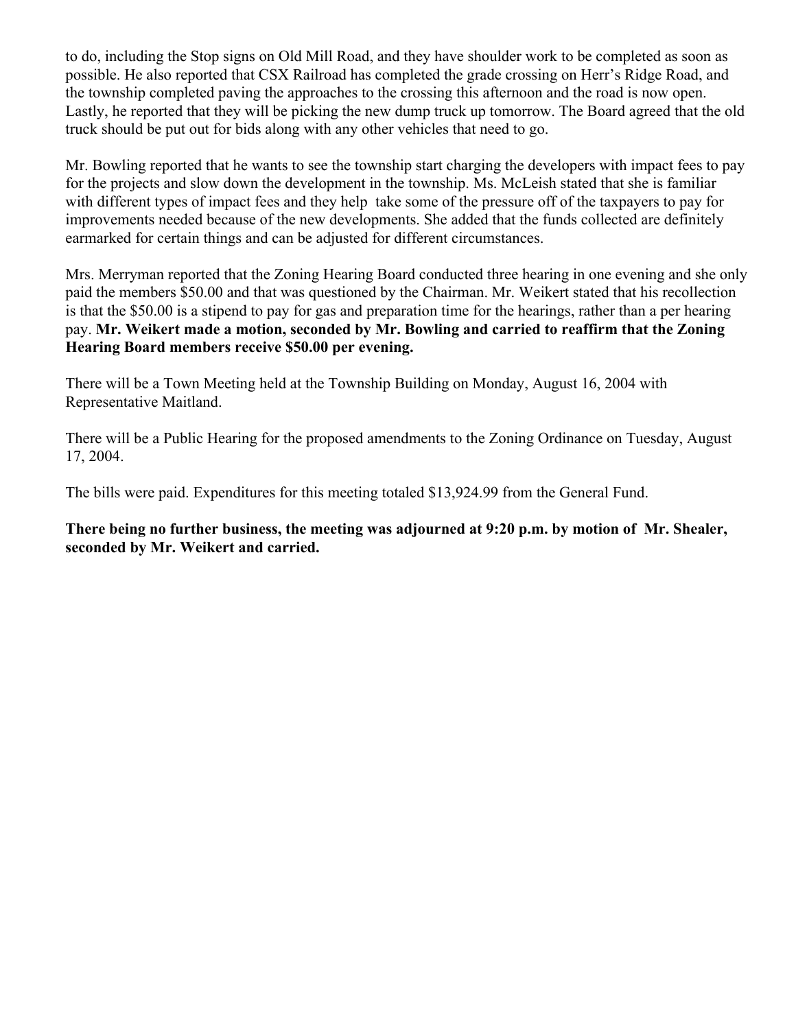to do, including the Stop signs on Old Mill Road, and they have shoulder work to be completed as soon as possible. He also reported that CSX Railroad has completed the grade crossing on Herr's Ridge Road, and the township completed paving the approaches to the crossing this afternoon and the road is now open. Lastly, he reported that they will be picking the new dump truck up tomorrow. The Board agreed that the old truck should be put out for bids along with any other vehicles that need to go.

Mr. Bowling reported that he wants to see the township start charging the developers with impact fees to pay for the projects and slow down the development in the township. Ms. McLeish stated that she is familiar with different types of impact fees and they help take some of the pressure off of the taxpayers to pay for improvements needed because of the new developments. She added that the funds collected are definitely earmarked for certain things and can be adjusted for different circumstances.

Mrs. Merryman reported that the Zoning Hearing Board conducted three hearing in one evening and she only paid the members $50.00 and that was questioned by the Chairman. Mr. Weikert stated that his recollection is that the $50.00 is a stipend to pay for gas and preparation time for the hearings, rather than a per hearing pay. **Mr. Weikert made a motion, seconded by Mr. Bowling and carried to reaffirm that the Zoning Hearing Board members receive $50.00 per evening.**

There will be a Town Meeting held at the Township Building on Monday, August 16, 2004 with Representative Maitland.

There will be a Public Hearing for the proposed amendments to the Zoning Ordinance on Tuesday, August 17, 2004.

The bills were paid. Expenditures for this meeting totaled $13,924.99 from the General Fund.

**There being no further business, the meeting was adjourned at 9:20 p.m. by motion of Mr. Shealer, seconded by Mr. Weikert and carried.**